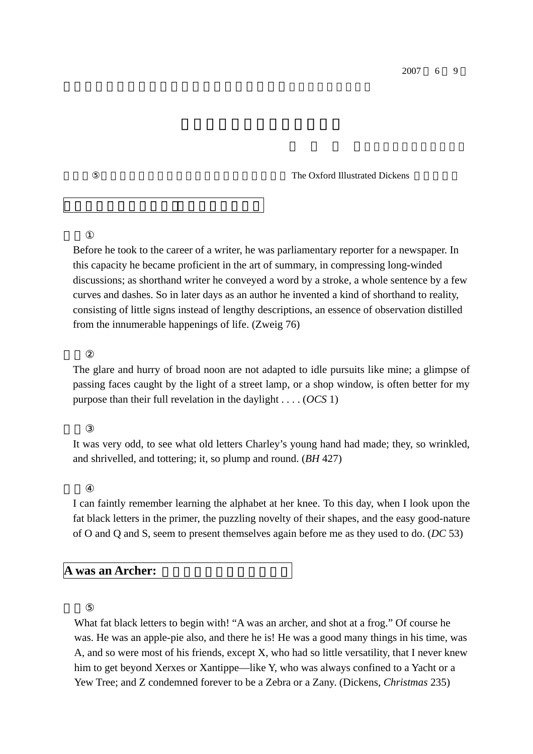2007 6 9

⑤ The Oxford Illustrated Dickens

①

Before he took to the career of a writer, he was parliamentary reporter for a newspaper. In this capacity he became proficient in the art of summary, in compressing long-winded discussions; as shorthand writer he conveyed a word by a stroke, a whole sentence by a few curves and dashes. So in later days as an author he invented a kind of shorthand to reality, consisting of little signs instead of lengthy descriptions, an essence of observation distilled from the innumerable happenings of life. (Zweig 76)

②

The glare and hurry of broad noon are not adapted to idle pursuits like mine; a glimpse of passing faces caught by the light of a street lamp, or a shop window, is often better for my purpose than their full revelation in the daylight . . . . (*OCS* 1)

③

It was very odd, to see what old letters Charley's young hand had made; they, so wrinkled, and shrivelled, and tottering; it, so plump and round. (*BH* 427)

④

I can faintly remember learning the alphabet at her knee. To this day, when I look upon the fat black letters in the primer, the puzzling novelty of their shapes, and the easy good-nature of O and Q and S, seem to present themselves again before me as they used to do. (*DC* 53)

## A was an Archer:

⑤

What fat black letters to begin with! "A was an archer, and shot at a frog." Of course he was. He was an apple-pie also, and there he is! He was a good many things in his time, was A, and so were most of his friends, except X, who had so little versatility, that I never knew him to get beyond Xerxes or Xantippe—like Y, who was always confined to a Yacht or a Yew Tree; and Z condemned forever to be a Zebra or a Zany. (Dickens, *Christmas* 235)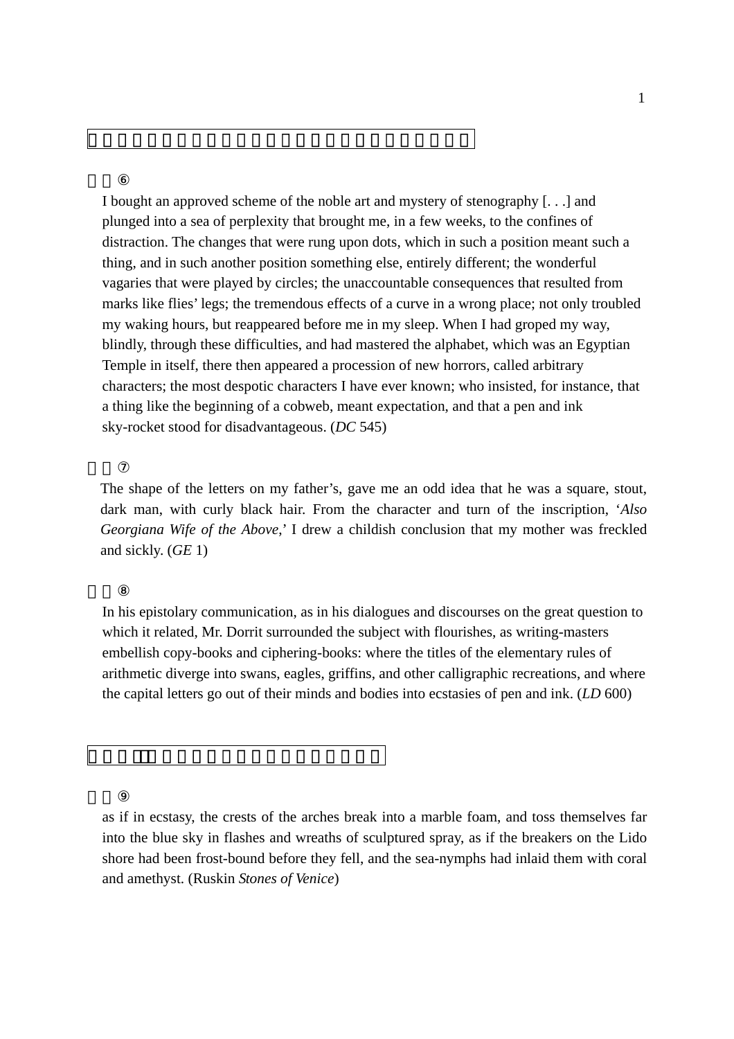⑥

I bought an approved scheme of the noble art and mystery of stenography [. . .] and plunged into a sea of perplexity that brought me, in a few weeks, to the confines of distraction. The changes that were rung upon dots, which in such a position meant such a thing, and in such another position something else, entirely different; the wonderful vagaries that were played by circles; the unaccountable consequences that resulted from marks like flies' legs; the tremendous effects of a curve in a wrong place; not only troubled my waking hours, but reappeared before me in my sleep. When I had groped my way, blindly, through these difficulties, and had mastered the alphabet, which was an Egyptian Temple in itself, there then appeared a procession of new horrors, called arbitrary characters; the most despotic characters I have ever known; who insisted, for instance, that a thing like the beginning of a cobweb, meant expectation, and that a pen and ink sky-rocket stood for disadvantageous. (*DC* 545)

⑦

The shape of the letters on my father's, gave me an odd idea that he was a square, stout, dark man, with curly black hair. From the character and turn of the inscription, '*Also Georgiana Wife of the Above*,' I drew a childish conclusion that my mother was freckled and sickly. (*GE* 1)

⑧

In his epistolary communication, as in his dialogues and discourses on the great question to which it related, Mr. Dorrit surrounded the subject with flourishes, as writing-masters embellish copy-books and ciphering-books: where the titles of the elementary rules of arithmetic diverge into swans, eagles, griffins, and other calligraphic recreations, and where the capital letters go out of their minds and bodies into ecstasies of pen and ink. (*LD* 600)

⑨

as if in ecstasy, the crests of the arches break into a marble foam, and toss themselves far into the blue sky in flashes and wreaths of sculptured spray, as if the breakers on the Lido shore had been frost-bound before they fell, and the sea-nymphs had inlaid them with coral and amethyst. (Ruskin *Stones of Venice*)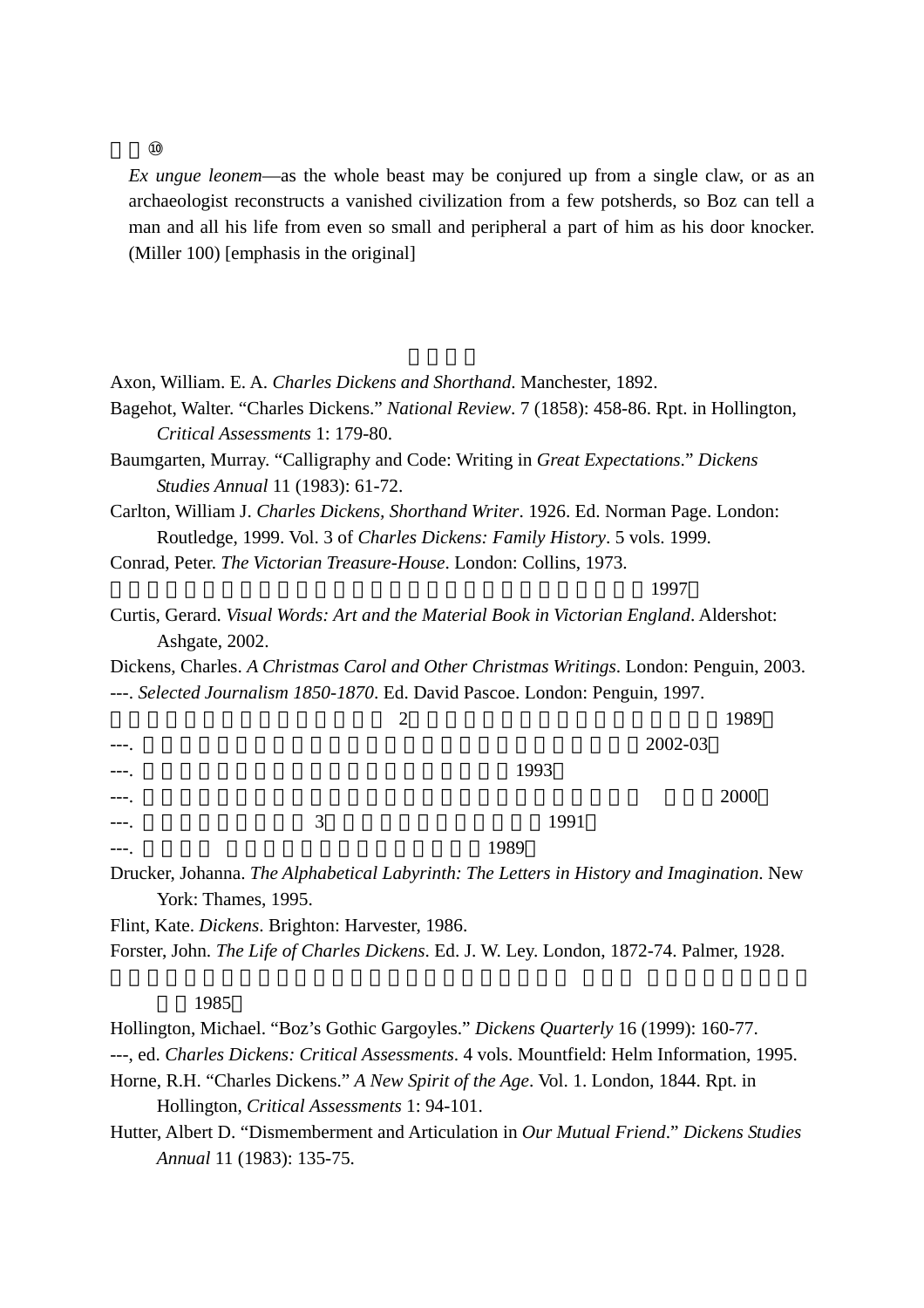⑩

> *Ex ungue leonem*—as the whole beast may be conjured up from a single claw, or as an archaeologist reconstructs a vanished civilization from a few potsherds, so Boz can tell a man and all his life from even so small and peripheral a part of him as his door knocker. (Miller 100) [emphasis in the original]

Axon, William. E. A. *Charles Dickens and Shorthand*. Manchester, 1892.

Bagehot, Walter. "Charles Dickens." *National Review*. 7 (1858): 458-86. Rpt. in Hollington, *Critical Assessments* 1: 179-80.

Baumgarten, Murray. "Calligraphy and Code: Writing in *Great Expectations*." *Dickens Studies Annual* 11 (1983): 61-72.

Carlton, William J. *Charles Dickens, Shorthand Writer*. 1926. Ed. Norman Page. London: Routledge, 1999. Vol. 3 of *Charles Dickens: Family History*. 5 vols. 1999.

Conrad, Peter. *The Victorian Treasure-House*. London: Collins, 1973.

1997

Curtis, Gerard. *Visual Words: Art and the Material Book in Victorian England*. Aldershot: Ashgate, 2002.

Dickens, Charles. *A Christmas Carol and Other Christmas Writings*. London: Penguin, 2003.

---. *Selected Journalism 1850-1870*. Ed. David Pascoe. London: Penguin, 1997.

2 1989

---. 2002-03

---. 1993

---. 2000

---. 3 1991

---. 1989

Drucker, Johanna. *The Alphabetical Labyrinth: The Letters in History and Imagination*. New York: Thames, 1995.

Flint, Kate. *Dickens*. Brighton: Harvester, 1986.

Forster, John. *The Life of Charles Dickens*. Ed. J. W. Ley. London, 1872-74. Palmer, 1928.

1985

Hollington, Michael. "Boz's Gothic Gargoyles." *Dickens Quarterly* 16 (1999): 160-77.

---, ed. *Charles Dickens: Critical Assessments*. 4 vols. Mountfield: Helm Information, 1995.

Horne, R.H. "Charles Dickens." *A New Spirit of the Age*. Vol. 1. London, 1844. Rpt. in Hollington, *Critical Assessments* 1: 94-101.

Hutter, Albert D. "Dismemberment and Articulation in *Our Mutual Friend*." *Dickens Studies Annual* 11 (1983): 135-75.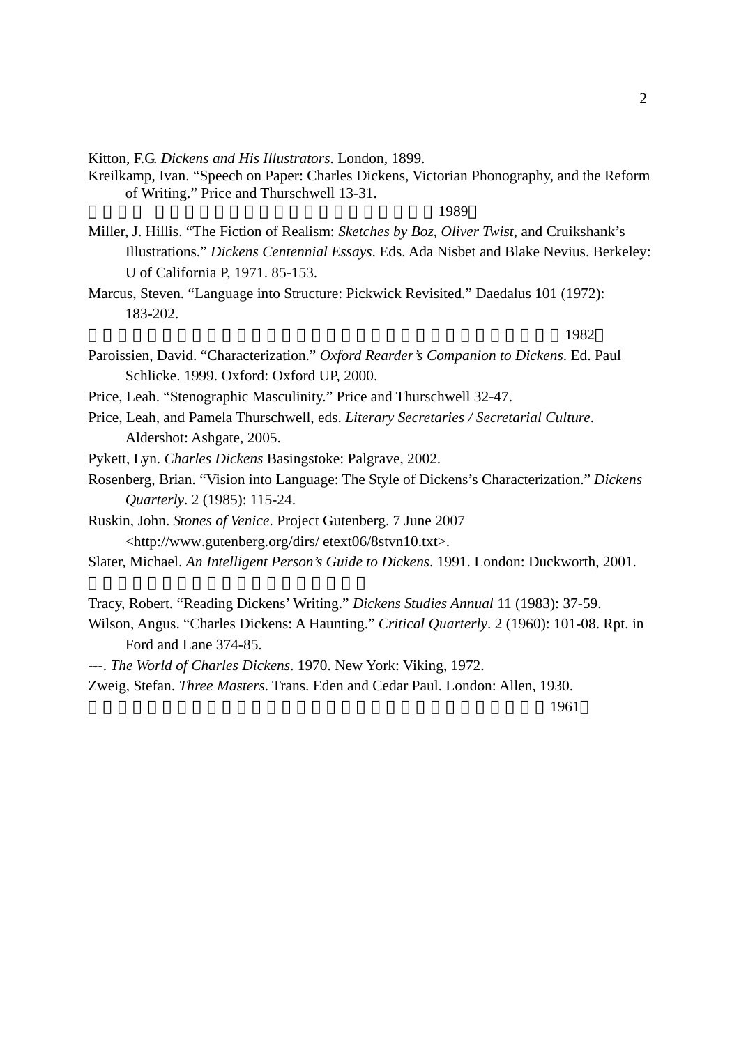Kitton, F.G. *Dickens and His Illustrators*. London, 1899.

Kreilkamp, Ivan. "Speech on Paper: Charles Dickens, Victorian Phonography, and the Reform of Writing." Price and Thurschwell 13-31.

□□□□ □□□□□□□□□□□□□□□□□□□1989□

Miller, J. Hillis. "The Fiction of Realism: *Sketches by Boz*, *Oliver Twist*, and Cruikshank's Illustrations." *Dickens Centennial Essays*. Eds. Ada Nisbet and Blake Nevius. Berkeley: U of California P, 1971. 85-153.

Marcus, Steven. "Language into Structure: Pickwick Revisited." Daedalus 101 (1972): 183-202.

□□□□□□□□□□□□□□□□□□□□□□□□□□□□□□□□□1982□

Paroissien, David. "Characterization." *Oxford Rearder's Companion to Dickens*. Ed. Paul Schlicke. 1999. Oxford: Oxford UP, 2000.

Price, Leah. "Stenographic Masculinity." Price and Thurschwell 32-47.

Price, Leah, and Pamela Thurschwell, eds. *Literary Secretaries / Secretarial Culture*. Aldershot: Ashgate, 2005.

Pykett, Lyn. *Charles Dickens* Basingstoke: Palgrave, 2002.

Rosenberg, Brian. "Vision into Language: The Style of Dickens's Characterization." *Dickens Quarterly*. 2 (1985): 115-24.

Ruskin, John. *Stones of Venice*. Project Gutenberg. 7 June 2007 <http://www.gutenberg.org/dirs/ etext06/8stvn10.txt>.

Slater, Michael. *An Intelligent Person's Guide to Dickens*. 1991. London: Duckworth, 2001.

□□□□□□□□□□□□□□□□□□□□

Tracy, Robert. "Reading Dickens' Writing." *Dickens Studies Annual* 11 (1983): 37-59.

Wilson, Angus. "Charles Dickens: A Haunting." *Critical Quarterly*. 2 (1960): 101-08. Rpt. in Ford and Lane 374-85.

---. *The World of Charles Dickens*. 1970. New York: Viking, 1972.

Zweig, Stefan. *Three Masters*. Trans. Eden and Cedar Paul. London: Allen, 1930.

□□□□□□□□□□□□□□□□□□□□□□□□□□□□□□□□□1961□